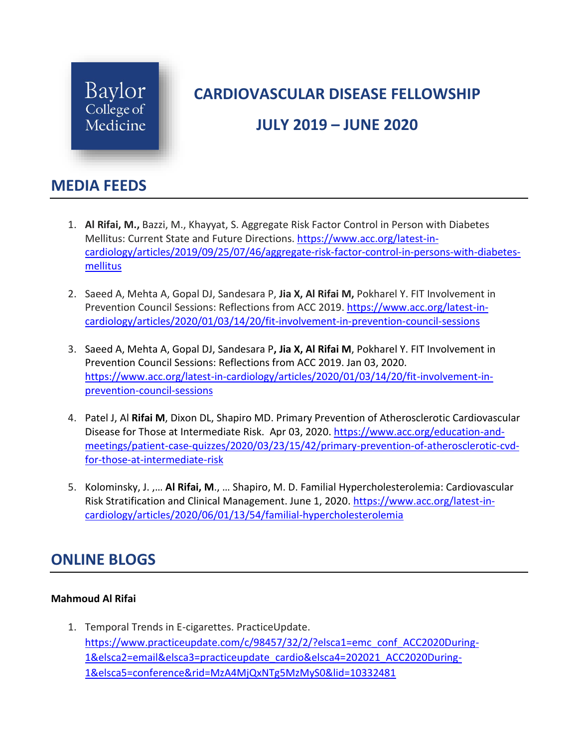Baylor College of Medicine

# CARDIOVASCULAR DISEASE FELLOWSHIP

# JULY 2019 – JUNE 2020

## MEDIA FEEDS

1. **Al Rifai, M.,** Bazzi, M., Khayyat, S. Aggregate Risk Factor Control in Person with Diabetes Mellitus: Current State and Future Directions. https://www.acc.org/latest-in-cardiology/articles/2019/09/25/07/46/aggregate-risk-factor-control-in-persons-with-diabetes-mellitus

2. Saeed A, Mehta A, Gopal DJ, Sandesara P, **Jia X, Al Rifai M,** Pokharel Y. FIT Involvement in Prevention Council Sessions: Reflections from ACC 2019. https://www.acc.org/latest-in-cardiology/articles/2020/01/03/14/20/fit-involvement-in-prevention-council-sessions

3. Saeed A, Mehta A, Gopal DJ, Sandesara P**, Jia X, Al Rifai M**, Pokharel Y. FIT Involvement in Prevention Council Sessions: Reflections from ACC 2019. Jan 03, 2020. https://www.acc.org/latest-in-cardiology/articles/2020/01/03/14/20/fit-involvement-in-prevention-council-sessions

4. Patel J, Al **Rifai M**, Dixon DL, Shapiro MD. Primary Prevention of Atherosclerotic Cardiovascular Disease for Those at Intermediate Risk. Apr 03, 2020. https://www.acc.org/education-and-meetings/patient-case-quizzes/2020/03/23/15/42/primary-prevention-of-atherosclerotic-cvd-for-those-at-intermediate-risk

5. Kolominsky, J. ,… **Al Rifai, M.**, … Shapiro, M. D. Familial Hypercholesterolemia: Cardiovascular Risk Stratification and Clinical Management. June 1, 2020. https://www.acc.org/latest-in-cardiology/articles/2020/06/01/13/54/familial-hypercholesterolemia

## ONLINE BLOGS

**Mahmoud Al Rifai**

1. Temporal Trends in E-cigarettes. PracticeUpdate. https://www.practiceupdate.com/c/98457/32/2/?elsca1=emc_conf_ACC2020During-1&elsca2=email&elsca3=practiceupdate_cardio&elsca4=202021_ACC2020During-1&elsca5=conference&rid=MzA4MjQxNTg5MzMyS0&lid=10332481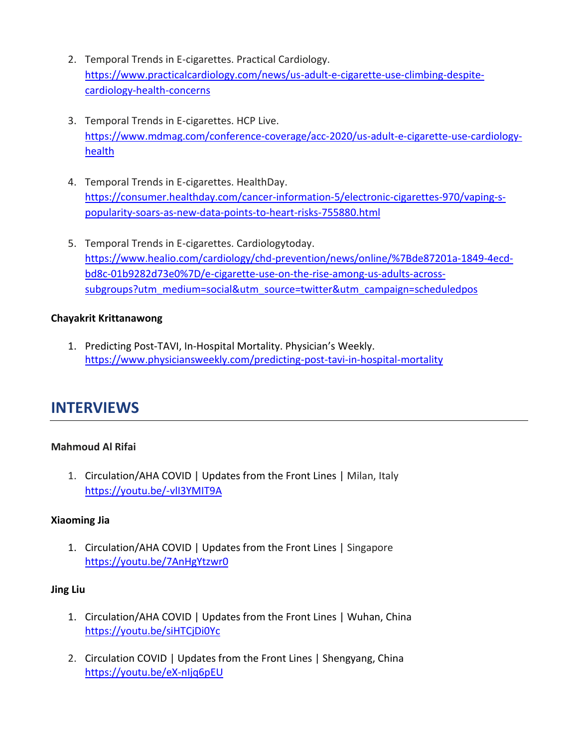2. Temporal Trends in E-cigarettes. Practical Cardiology. https://www.practicalcardiology.com/news/us-adult-e-cigarette-use-climbing-despite-cardiology-health-concerns

3. Temporal Trends in E-cigarettes. HCP Live. https://www.mdmag.com/conference-coverage/acc-2020/us-adult-e-cigarette-use-cardiology-health

4. Temporal Trends in E-cigarettes. HealthDay. https://consumer.healthday.com/cancer-information-5/electronic-cigarettes-970/vaping-s-popularity-soars-as-new-data-points-to-heart-risks-755880.html

5. Temporal Trends in E-cigarettes. Cardiologytoday. https://www.healio.com/cardiology/chd-prevention/news/online/%7Bde87201a-1849-4ecd-bd8c-01b9282d73e0%7D/e-cigarette-use-on-the-rise-among-us-adults-across-subgroups?utm_medium=social&utm_source=twitter&utm_campaign=scheduledpos

**Chayakrit Krittanawong**

1. Predicting Post-TAVI, In-Hospital Mortality. Physician's Weekly. https://www.physiciansweekly.com/predicting-post-tavi-in-hospital-mortality

## INTERVIEWS

**Mahmoud Al Rifai**

1. Circulation/AHA COVID | Updates from the Front Lines | Milan, Italy https://youtu.be/-vlI3YMIT9A

**Xiaoming Jia**

1. Circulation/AHA COVID | Updates from the Front Lines | Singapore https://youtu.be/7AnHgYtzwr0

**Jing Liu**

1. Circulation/AHA COVID | Updates from the Front Lines | Wuhan, China https://youtu.be/siHTCjDi0Yc

2. Circulation COVID | Updates from the Front Lines | Shengyang, China https://youtu.be/eX-nIjq6pEU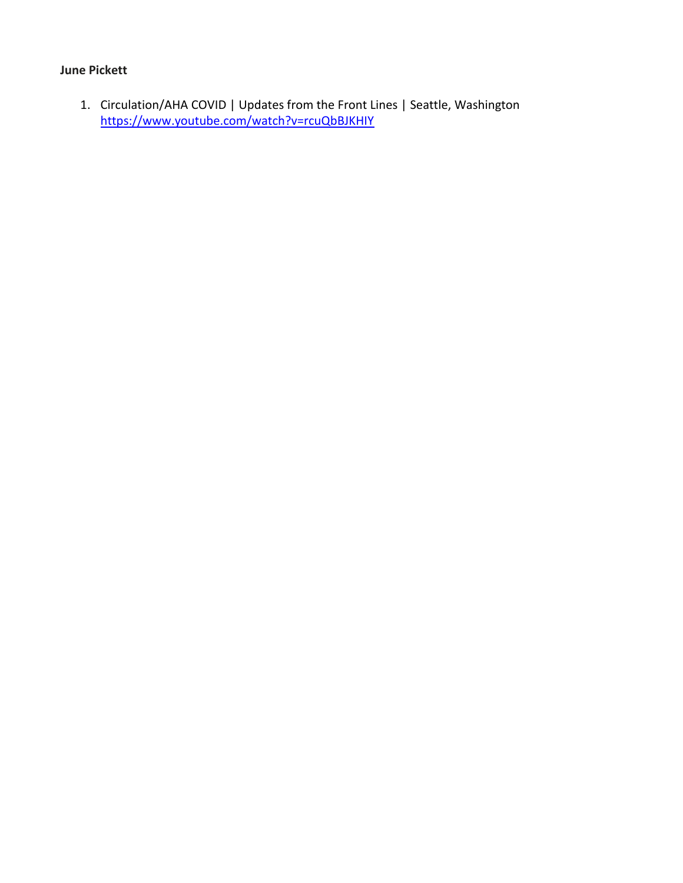**June Pickett**

1. Circulation/AHA COVID | Updates from the Front Lines | Seattle, Washington
   https://www.youtube.com/watch?v=rcuQbBJKHIY